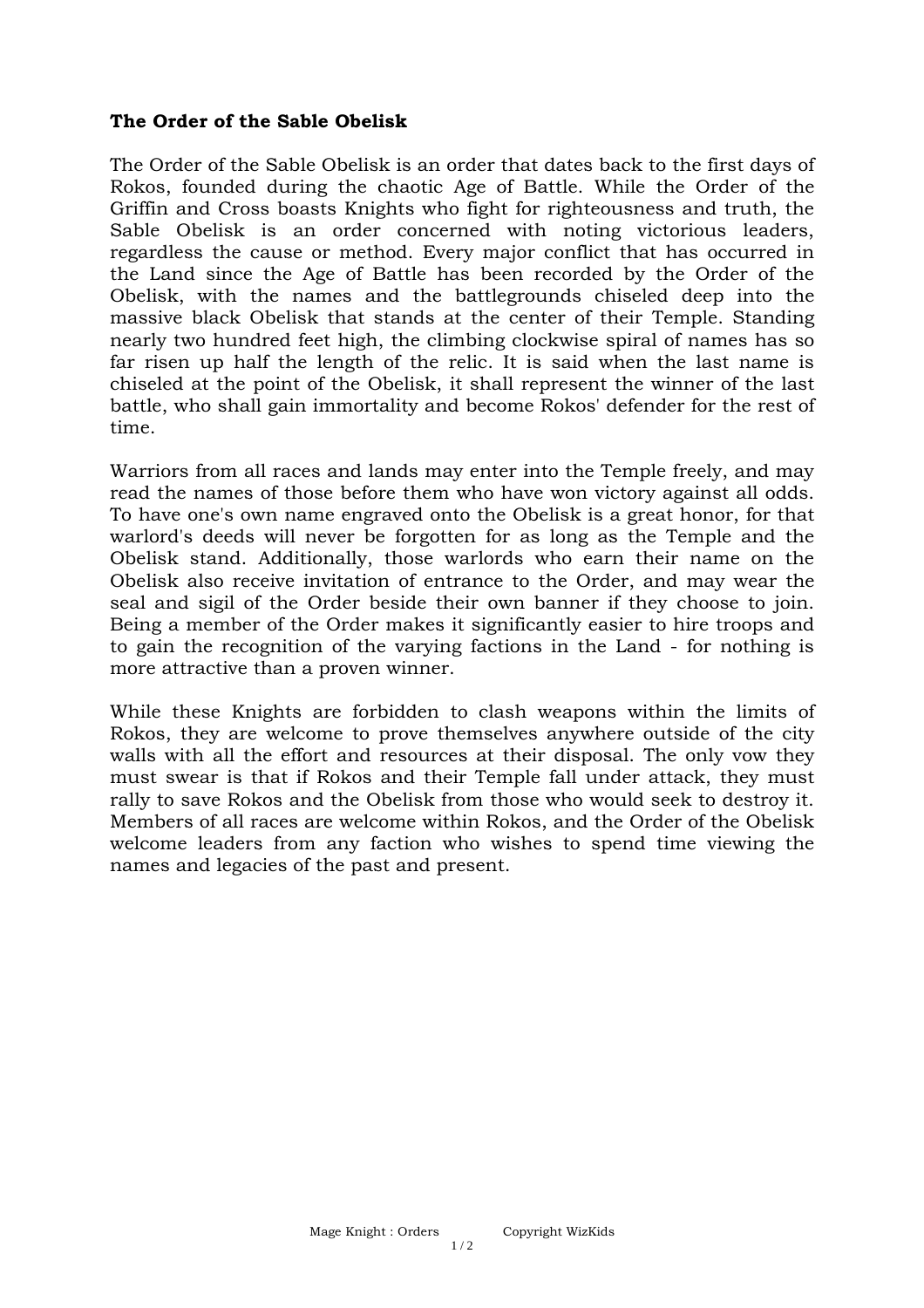**The Order of the Sable Obelisk**

The Order of the Sable Obelisk is an order that dates back to the first days of Rokos, founded during the chaotic Age of Battle. While the Order of the Griffin and Cross boasts Knights who fight for righteousness and truth, the Sable Obelisk is an order concerned with noting victorious leaders, regardless the cause or method. Every major conflict that has occurred in the Land since the Age of Battle has been recorded by the Order of the Obelisk, with the names and the battlegrounds chiseled deep into the massive black Obelisk that stands at the center of their Temple. Standing nearly two hundred feet high, the climbing clockwise spiral of names has so far risen up half the length of the relic. It is said when the last name is chiseled at the point of the Obelisk, it shall represent the winner of the last battle, who shall gain immortality and become Rokos' defender for the rest of time.

Warriors from all races and lands may enter into the Temple freely, and may read the names of those before them who have won victory against all odds. To have one's own name engraved onto the Obelisk is a great honor, for that warlord's deeds will never be forgotten for as long as the Temple and the Obelisk stand. Additionally, those warlords who earn their name on the Obelisk also receive invitation of entrance to the Order, and may wear the seal and sigil of the Order beside their own banner if they choose to join. Being a member of the Order makes it significantly easier to hire troops and to gain the recognition of the varying factions in the Land - for nothing is more attractive than a proven winner.

While these Knights are forbidden to clash weapons within the limits of Rokos, they are welcome to prove themselves anywhere outside of the city walls with all the effort and resources at their disposal. The only vow they must swear is that if Rokos and their Temple fall under attack, they must rally to save Rokos and the Obelisk from those who would seek to destroy it. Members of all races are welcome within Rokos, and the Order of the Obelisk welcome leaders from any faction who wishes to spend time viewing the names and legacies of the past and present.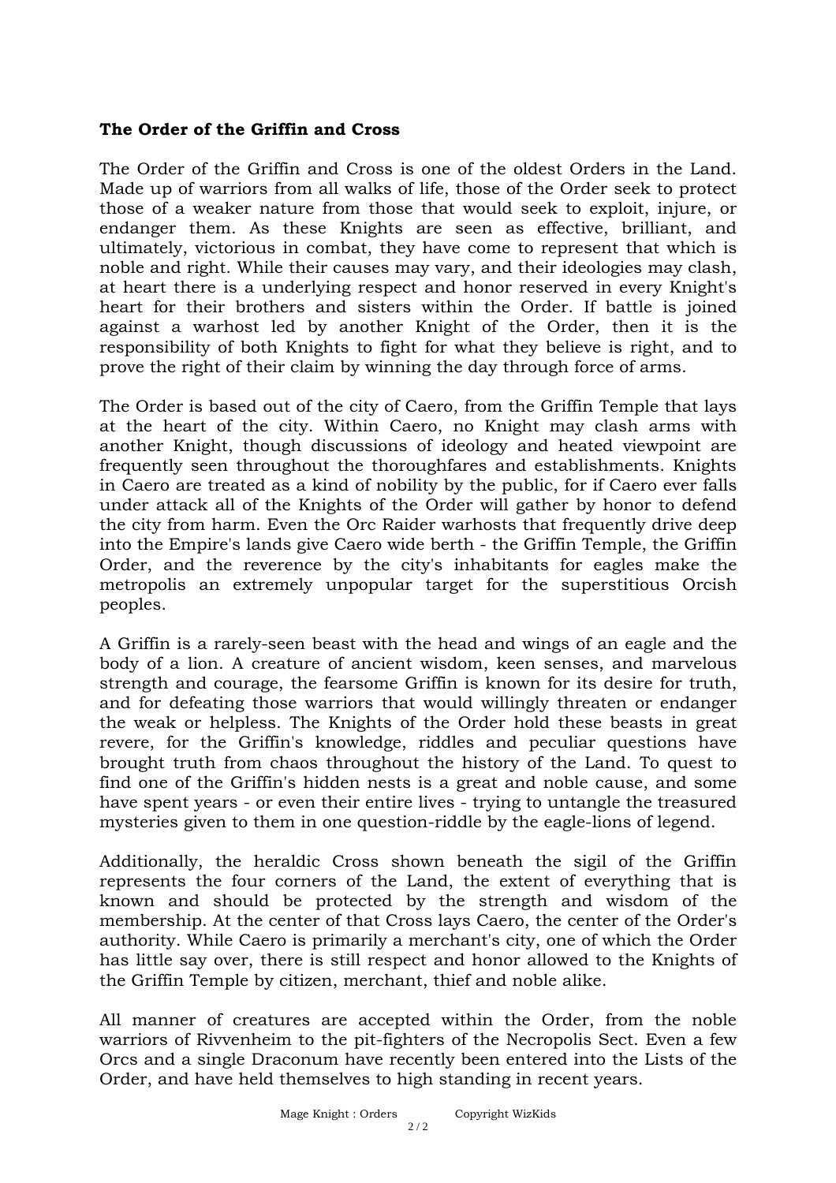**The Order of the Griffin and Cross**

The Order of the Griffin and Cross is one of the oldest Orders in the Land. Made up of warriors from all walks of life, those of the Order seek to protect those of a weaker nature from those that would seek to exploit, injure, or endanger them. As these Knights are seen as effective, brilliant, and ultimately, victorious in combat, they have come to represent that which is noble and right. While their causes may vary, and their ideologies may clash, at heart there is a underlying respect and honor reserved in every Knight's heart for their brothers and sisters within the Order. If battle is joined against a warhost led by another Knight of the Order, then it is the responsibility of both Knights to fight for what they believe is right, and to prove the right of their claim by winning the day through force of arms.

The Order is based out of the city of Caero, from the Griffin Temple that lays at the heart of the city. Within Caero, no Knight may clash arms with another Knight, though discussions of ideology and heated viewpoint are frequently seen throughout the thoroughfares and establishments. Knights in Caero are treated as a kind of nobility by the public, for if Caero ever falls under attack all of the Knights of the Order will gather by honor to defend the city from harm. Even the Orc Raider warhosts that frequently drive deep into the Empire's lands give Caero wide berth - the Griffin Temple, the Griffin Order, and the reverence by the city's inhabitants for eagles make the metropolis an extremely unpopular target for the superstitious Orcish peoples.

A Griffin is a rarely-seen beast with the head and wings of an eagle and the body of a lion. A creature of ancient wisdom, keen senses, and marvelous strength and courage, the fearsome Griffin is known for its desire for truth, and for defeating those warriors that would willingly threaten or endanger the weak or helpless. The Knights of the Order hold these beasts in great revere, for the Griffin's knowledge, riddles and peculiar questions have brought truth from chaos throughout the history of the Land. To quest to find one of the Griffin's hidden nests is a great and noble cause, and some have spent years - or even their entire lives - trying to untangle the treasured mysteries given to them in one question-riddle by the eagle-lions of legend.

Additionally, the heraldic Cross shown beneath the sigil of the Griffin represents the four corners of the Land, the extent of everything that is known and should be protected by the strength and wisdom of the membership. At the center of that Cross lays Caero, the center of the Order's authority. While Caero is primarily a merchant's city, one of which the Order has little say over, there is still respect and honor allowed to the Knights of the Griffin Temple by citizen, merchant, thief and noble alike.

All manner of creatures are accepted within the Order, from the noble warriors of Rivvenheim to the pit-fighters of the Necropolis Sect. Even a few Orcs and a single Draconum have recently been entered into the Lists of the Order, and have held themselves to high standing in recent years.